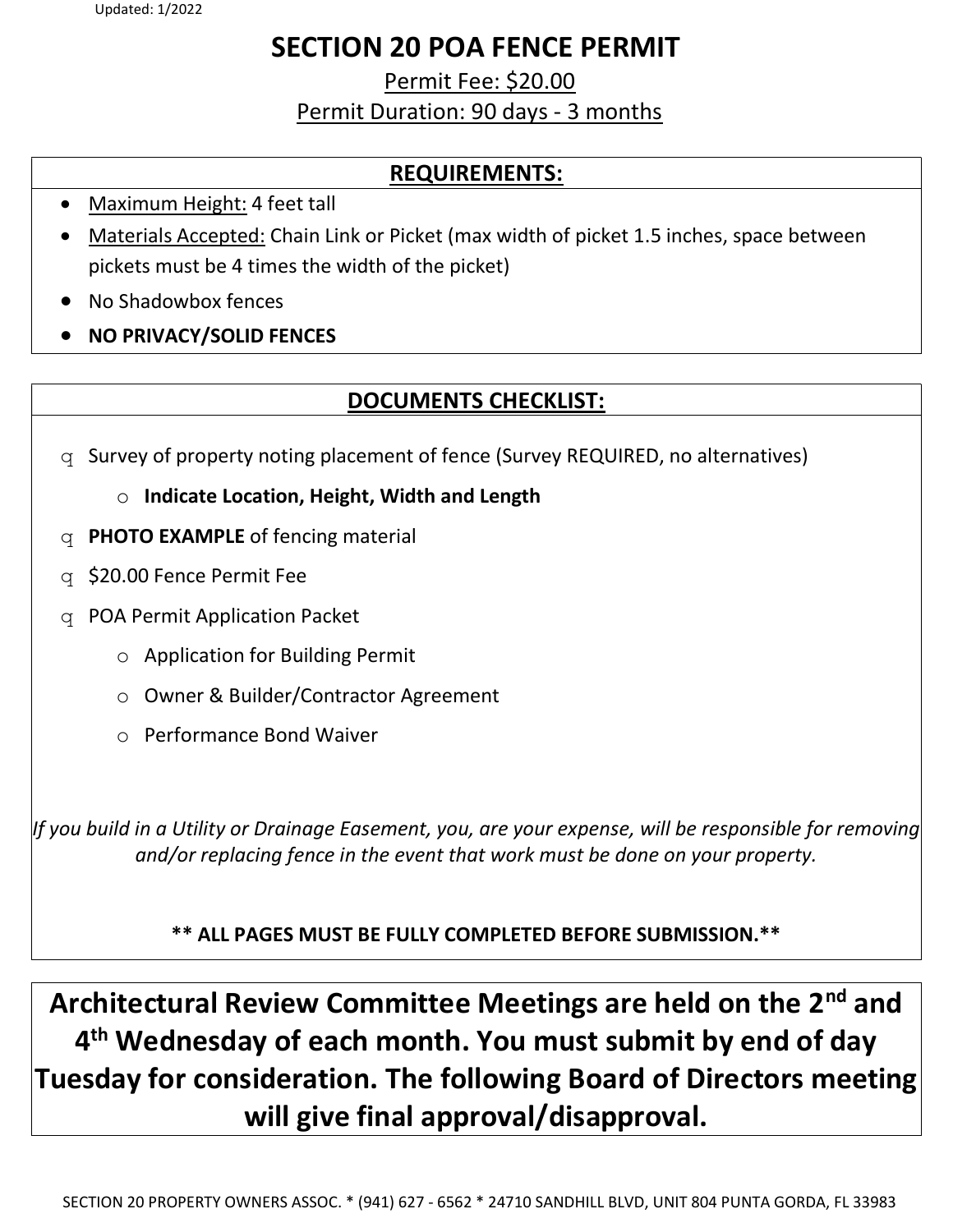Updated: 1/2022

# SECTION 20 POA FENCE PERMIT

Permit Fee: $20.00

Permit Duration: 90 days - 3 months

## REQUIREMENTS:

- Maximum Height: 4 feet tall
- Materials Accepted: Chain Link or Picket (max width of picket 1.5 inches, space between pickets must be 4 times the width of the picket)
- No Shadowbox fences
- **NO PRIVACY/SOLID FENCES**

## DOCUMENTS CHECKLIST:

- ☐ Survey of property noting placement of fence (Survey REQUIRED, no alternatives)
  - **Indicate Location, Height, Width and Length**
- ☐ **PHOTO EXAMPLE** of fencing material
- ☐ $20.00 Fence Permit Fee
- ☐ POA Permit Application Packet
  - Application for Building Permit
  - Owner & Builder/Contractor Agreement
  - Performance Bond Waiver

*If you build in a Utility or Drainage Easement, you, are your expense, will be responsible for removing and/or replacing fence in the event that work must be done on your property.*

**\*\* ALL PAGES MUST BE FULLY COMPLETED BEFORE SUBMISSION.\*\***

**Architectural Review Committee Meetings are held on the 2nd and 4th Wednesday of each month. You must submit by end of day Tuesday for consideration. The following Board of Directors meeting will give final approval/disapproval.**

SECTION 20 PROPERTY OWNERS ASSOC. * (941) 627 - 6562 * 24710 SANDHILL BLVD, UNIT 804 PUNTA GORDA, FL 33983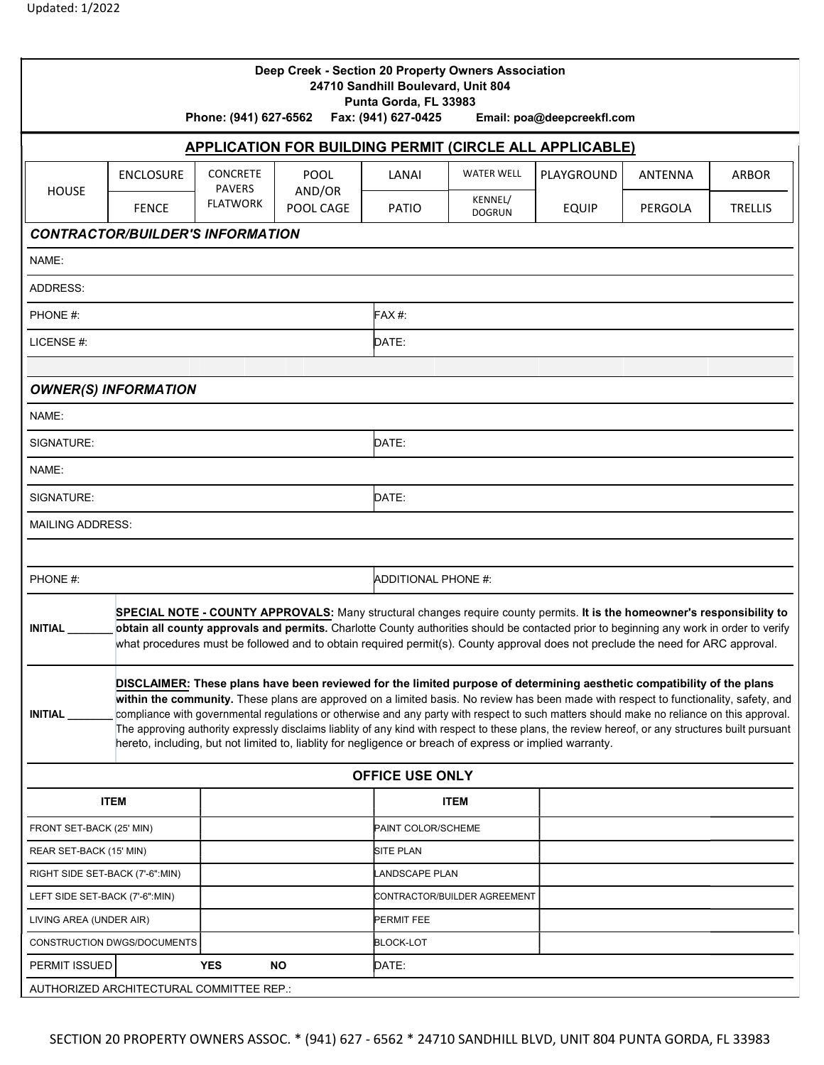Updated: 1/2022

**Deep Creek - Section 20 Property Owners Association**
**24710 Sandhill Boulevard, Unit 804**
**Punta Gorda, FL 33983**
**Phone: (941) 627-6562 Fax: (941) 627-0425 Email: poa@deepcreekfl.com**

## APPLICATION FOR BUILDING PERMIT (CIRCLE ALL APPLICABLE)

| HOUSE | ENCLOSURE | CONCRETE PAVERS FLATWORK | POOL AND/OR POOL CAGE | LANAI | WATER WELL | PLAYGROUND | ANTENNA | ARBOR |
|---|---|---|---|---|---|---|---|---|
| | FENCE | | | PATIO | KENNEL/ DOGRUN | EQUIP | PERGOLA | TRELLIS |

### *CONTRACTOR/BUILDER'S INFORMATION*

NAME:

ADDRESS:

PHONE #: FAX #:

LICENSE #: DATE:

### *OWNER(S) INFORMATION*

NAME:

SIGNATURE: DATE:

NAME:

SIGNATURE: DATE:

MAILING ADDRESS:

PHONE #: ADDITIONAL PHONE #:

**INITIAL _______** **SPECIAL NOTE - COUNTY APPROVALS:** Many structural changes require county permits. **It is the homeowner's responsibility to obtain all county approvals and permits.** Charlotte County authorities should be contacted prior to beginning any work in order to verify what procedures must be followed and to obtain required permit(s). County approval does not preclude the need for ARC approval.

**INITIAL _______** **DISCLAIMER: These plans have been reviewed for the limited purpose of determining aesthetic compatibility of the plans within the community.** These plans are approved on a limited basis. No review has been made with respect to functionality, safety, and compliance with governmental regulations or otherwise and any party with respect to such matters should make no reliance on this approval. The approving authority expressly disclaims liablity of any kind with respect to these plans, the review hereof, or any structures built pursuant hereto, including, but not limited to, liablity for negligence or breach of express or implied warranty.

### OFFICE USE ONLY

| ITEM | | ITEM | |
|---|---|---|---|
| FRONT SET-BACK (25' MIN) | | PAINT COLOR/SCHEME | |
| REAR SET-BACK (15' MIN) | | SITE PLAN | |
| RIGHT SIDE SET-BACK (7'-6":MIN) | | LANDSCAPE PLAN | |
| LEFT SIDE SET-BACK (7'-6":MIN) | | CONTRACTOR/BUILDER AGREEMENT | |
| LIVING AREA (UNDER AIR) | | PERMIT FEE | |
| CONSTRUCTION DWGS/DOCUMENTS | | BLOCK-LOT | |
| PERMIT ISSUED | YES NO | DATE: | |

AUTHORIZED ARCHITECTURAL COMMITTEE REP.:

SECTION 20 PROPERTY OWNERS ASSOC. * (941) 627 - 6562 * 24710 SANDHILL BLVD, UNIT 804 PUNTA GORDA, FL 33983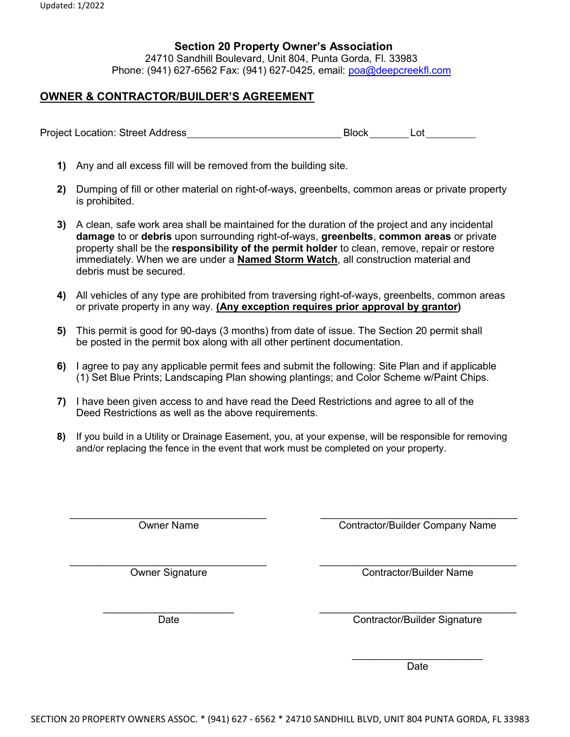Updated: 1/2022

**Section 20 Property Owner's Association**
24710 Sandhill Boulevard, Unit 804, Punta Gorda, Fl. 33983
Phone: (941) 627-6562 Fax: (941) 627-0425, email: poa@deepcreekfl.com

## OWNER & CONTRACTOR/BUILDER'S AGREEMENT

Project Location: Street Address ____________________________ Block _______ Lot _________

1) Any and all excess fill will be removed from the building site.

2) Dumping of fill or other material on right-of-ways, greenbelts, common areas or private property is prohibited.

3) A clean, safe work area shall be maintained for the duration of the project and any incidental **damage** to or **debris** upon surrounding right-of-ways, **greenbelts**, **common areas** or private property shall be the **responsibility of the permit holder** to clean, remove, repair or restore immediately. When we are under a **Named Storm Watch**, all construction material and debris must be secured.

4) All vehicles of any type are prohibited from traversing right-of-ways, greenbelts, common areas or private property in any way. **(Any exception requires prior approval by grantor)**

5) This permit is good for 90-days (3 months) from date of issue. The Section 20 permit shall be posted in the permit box along with all other pertinent documentation.

6) I agree to pay any applicable permit fees and submit the following: Site Plan and if applicable (1) Set Blue Prints; Landscaping Plan showing plantings; and Color Scheme w/Paint Chips.

7) I have been given access to and have read the Deed Restrictions and agree to all of the Deed Restrictions as well as the above requirements.

8) If you build in a Utility or Drainage Easement, you, at your expense, will be responsible for removing and/or replacing the fence in the event that work must be completed on your property.

___________________________________
Owner Name

___________________________________
Owner Signature

________________________
Date

___________________________________
Contractor/Builder Company Name

___________________________________
Contractor/Builder Name

___________________________________
Contractor/Builder Signature

________________________
Date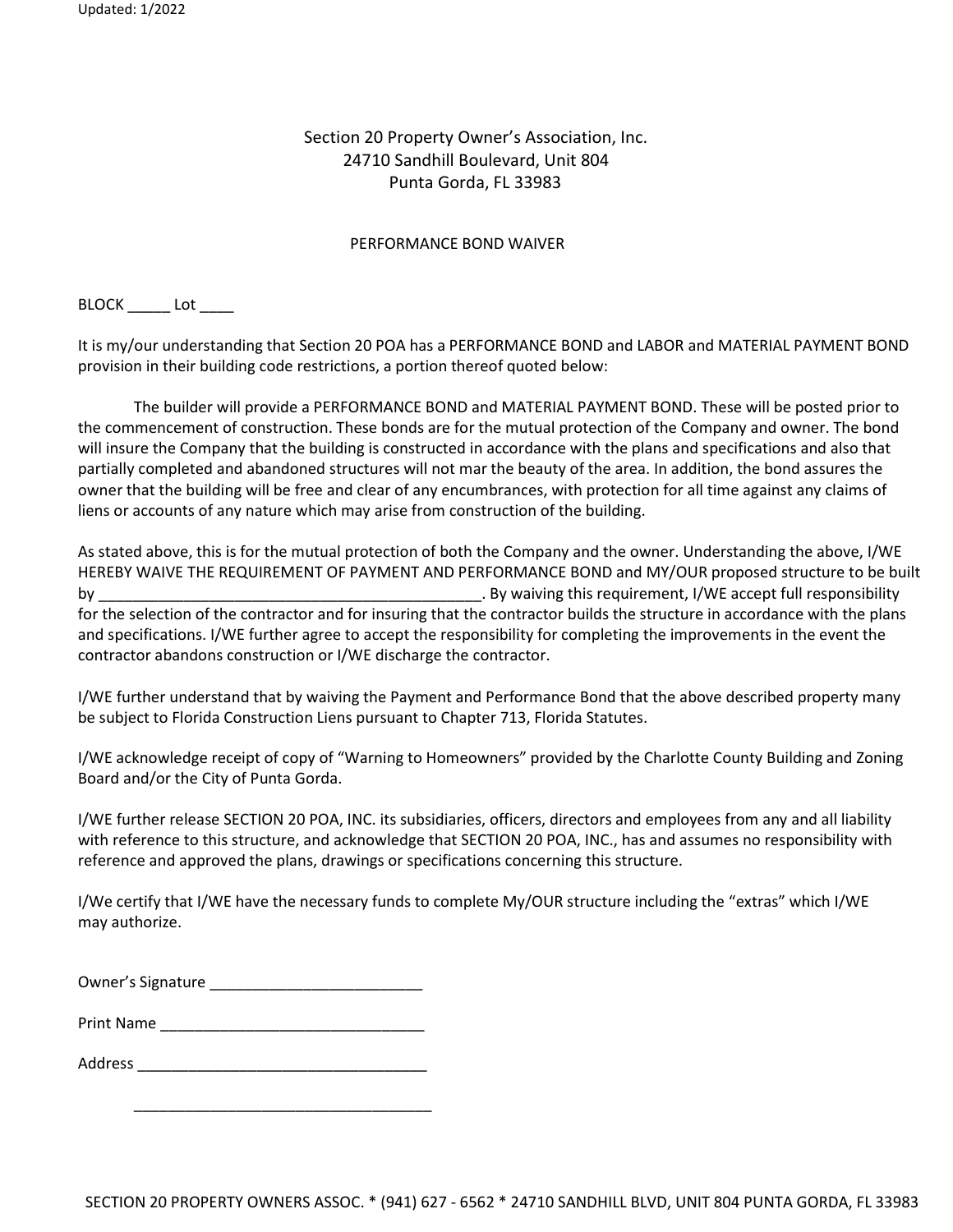Updated: 1/2022

Section 20 Property Owner's Association, Inc.
24710 Sandhill Boulevard, Unit 804
Punta Gorda, FL 33983

PERFORMANCE BOND WAIVER

BLOCK _____ Lot ____

It is my/our understanding that Section 20 POA has a PERFORMANCE BOND and LABOR and MATERIAL PAYMENT BOND provision in their building code restrictions, a portion thereof quoted below:

The builder will provide a PERFORMANCE BOND and MATERIAL PAYMENT BOND. These will be posted prior to the commencement of construction. These bonds are for the mutual protection of the Company and owner. The bond will insure the Company that the building is constructed in accordance with the plans and specifications and also that partially completed and abandoned structures will not mar the beauty of the area. In addition, the bond assures the owner that the building will be free and clear of any encumbrances, with protection for all time against any claims of liens or accounts of any nature which may arise from construction of the building.

As stated above, this is for the mutual protection of both the Company and the owner. Understanding the above, I/WE HEREBY WAIVE THE REQUIREMENT OF PAYMENT AND PERFORMANCE BOND and MY/OUR proposed structure to be built by ____________________________________________. By waiving this requirement, I/WE accept full responsibility for the selection of the contractor and for insuring that the contractor builds the structure in accordance with the plans and specifications. I/WE further agree to accept the responsibility for completing the improvements in the event the contractor abandons construction or I/WE discharge the contractor.

I/WE further understand that by waiving the Payment and Performance Bond that the above described property many be subject to Florida Construction Liens pursuant to Chapter 713, Florida Statutes.

I/WE acknowledge receipt of copy of "Warning to Homeowners" provided by the Charlotte County Building and Zoning Board and/or the City of Punta Gorda.

I/WE further release SECTION 20 POA, INC. its subsidiaries, officers, directors and employees from any and all liability with reference to this structure, and acknowledge that SECTION 20 POA, INC., has and assumes no responsibility with reference and approved the plans, drawings or specifications concerning this structure.

I/We certify that I/WE have the necessary funds to complete My/OUR structure including the "extras" which I/WE may authorize.

Owner's Signature _________________________

Print Name _______________________________

Address __________________________________

__________________________________

SECTION 20 PROPERTY OWNERS ASSOC. * (941) 627 - 6562 * 24710 SANDHILL BLVD, UNIT 804 PUNTA GORDA, FL 33983